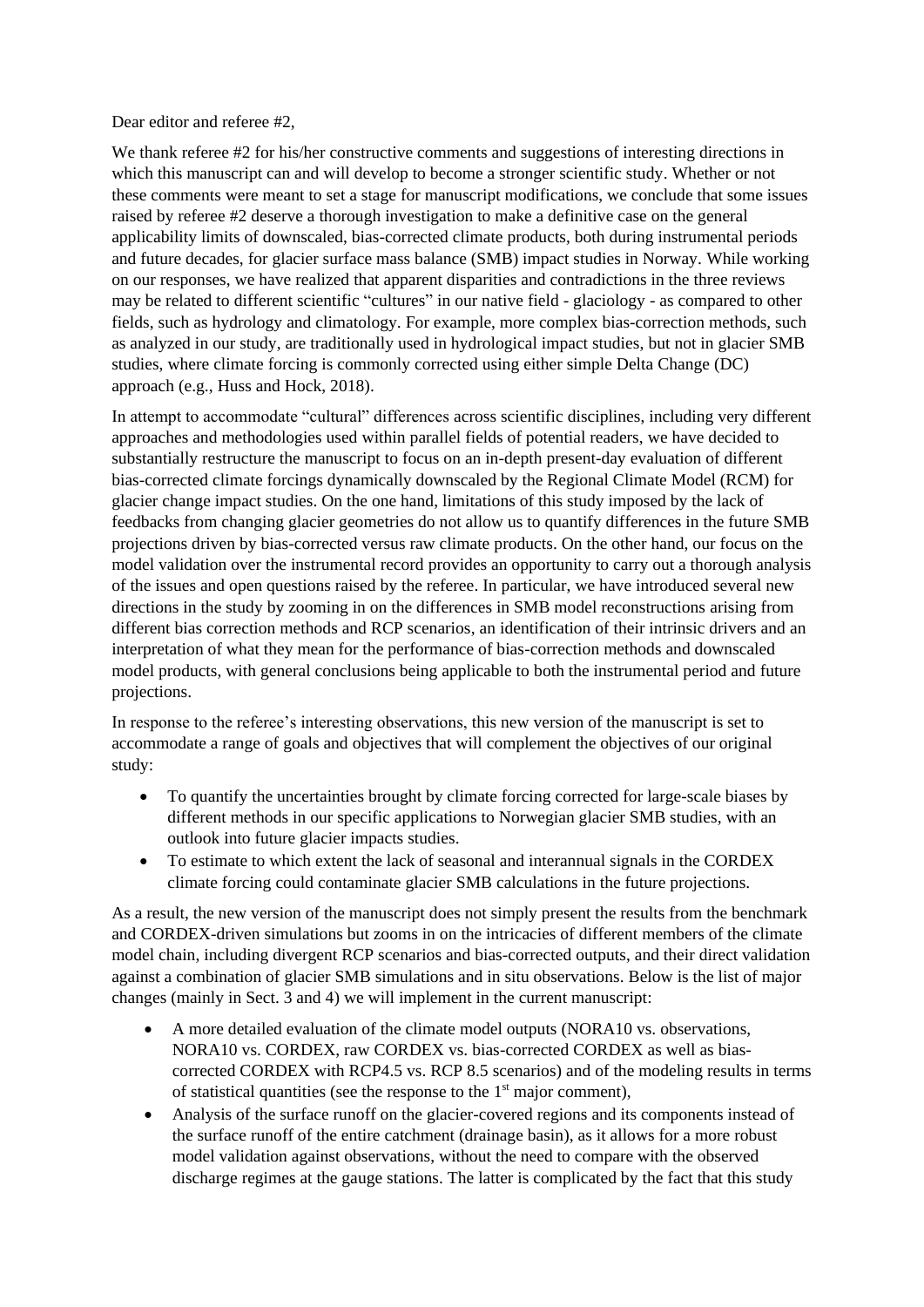Dear editor and referee #2,

We thank referee #2 for his/her constructive comments and suggestions of interesting directions in which this manuscript can and will develop to become a stronger scientific study. Whether or not these comments were meant to set a stage for manuscript modifications, we conclude that some issues raised by referee #2 deserve a thorough investigation to make a definitive case on the general applicability limits of downscaled, bias-corrected climate products, both during instrumental periods and future decades, for glacier surface mass balance (SMB) impact studies in Norway. While working on our responses, we have realized that apparent disparities and contradictions in the three reviews may be related to different scientific "cultures" in our native field - glaciology - as compared to other fields, such as hydrology and climatology. For example, more complex bias-correction methods, such as analyzed in our study, are traditionally used in hydrological impact studies, but not in glacier SMB studies, where climate forcing is commonly corrected using either simple Delta Change (DC) approach (e.g., Huss and Hock, 2018).

In attempt to accommodate "cultural" differences across scientific disciplines, including very different approaches and methodologies used within parallel fields of potential readers, we have decided to substantially restructure the manuscript to focus on an in-depth present-day evaluation of different bias-corrected climate forcings dynamically downscaled by the Regional Climate Model (RCM) for glacier change impact studies. On the one hand, limitations of this study imposed by the lack of feedbacks from changing glacier geometries do not allow us to quantify differences in the future SMB projections driven by bias-corrected versus raw climate products. On the other hand, our focus on the model validation over the instrumental record provides an opportunity to carry out a thorough analysis of the issues and open questions raised by the referee. In particular, we have introduced several new directions in the study by zooming in on the differences in SMB model reconstructions arising from different bias correction methods and RCP scenarios, an identification of their intrinsic drivers and an interpretation of what they mean for the performance of bias-correction methods and downscaled model products, with general conclusions being applicable to both the instrumental period and future projections.

In response to the referee's interesting observations, this new version of the manuscript is set to accommodate a range of goals and objectives that will complement the objectives of our original study:

- To quantify the uncertainties brought by climate forcing corrected for large-scale biases by different methods in our specific applications to Norwegian glacier SMB studies, with an outlook into future glacier impacts studies.
- To estimate to which extent the lack of seasonal and interannual signals in the CORDEX climate forcing could contaminate glacier SMB calculations in the future projections.

As a result, the new version of the manuscript does not simply present the results from the benchmark and CORDEX-driven simulations but zooms in on the intricacies of different members of the climate model chain, including divergent RCP scenarios and bias-corrected outputs, and their direct validation against a combination of glacier SMB simulations and in situ observations. Below is the list of major changes (mainly in Sect. 3 and 4) we will implement in the current manuscript:

- A more detailed evaluation of the climate model outputs (NORA10 vs. observations, NORA10 vs. CORDEX, raw CORDEX vs. bias-corrected CORDEX as well as bias-corrected CORDEX with RCP4.5 vs. RCP 8.5 scenarios) and of the modeling results in terms of statistical quantities (see the response to the 1st major comment),
- Analysis of the surface runoff on the glacier-covered regions and its components instead of the surface runoff of the entire catchment (drainage basin), as it allows for a more robust model validation against observations, without the need to compare with the observed discharge regimes at the gauge stations. The latter is complicated by the fact that this study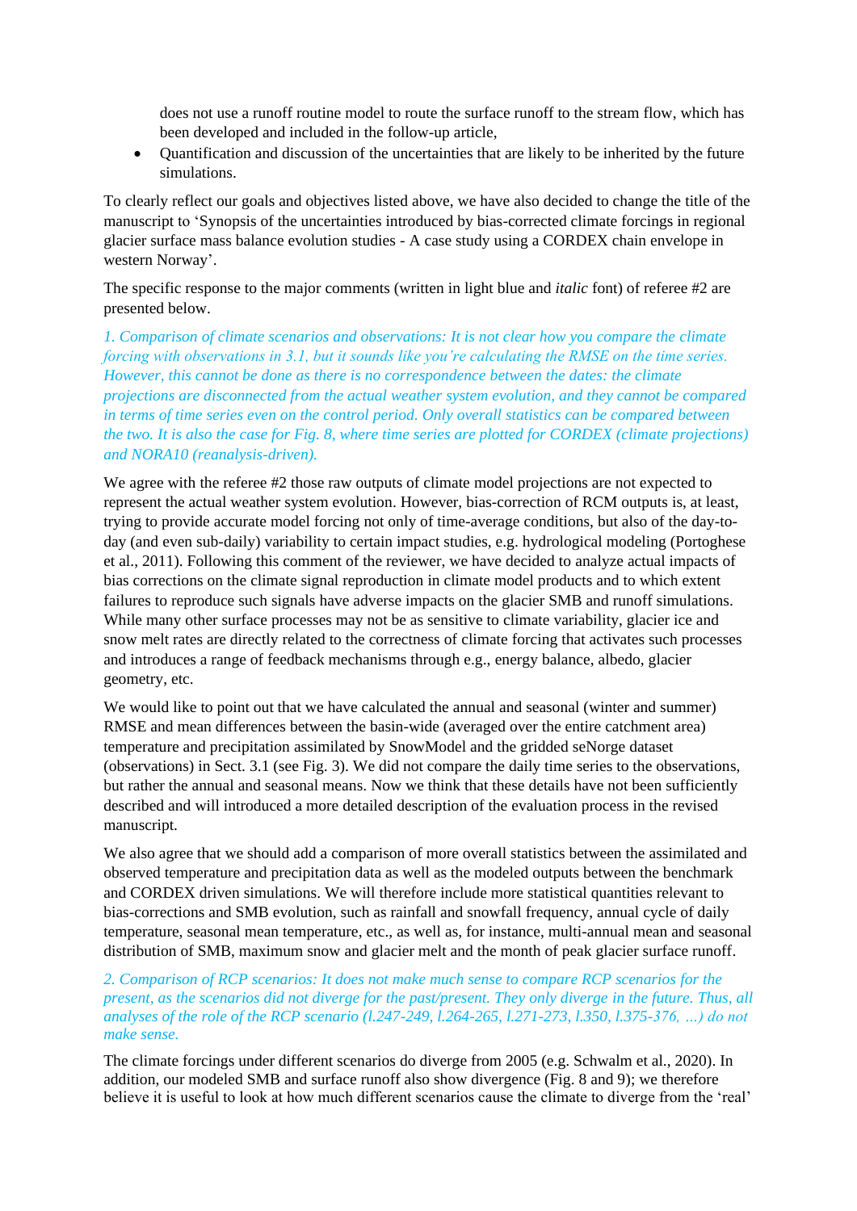does not use a runoff routine model to route the surface runoff to the stream flow, which has been developed and included in the follow-up article,

- Quantification and discussion of the uncertainties that are likely to be inherited by the future simulations.

To clearly reflect our goals and objectives listed above, we have also decided to change the title of the manuscript to 'Synopsis of the uncertainties introduced by bias-corrected climate forcings in regional glacier surface mass balance evolution studies - A case study using a CORDEX chain envelope in western Norway'.

The specific response to the major comments (written in light blue and *italic* font) of referee #2 are presented below.

*1. Comparison of climate scenarios and observations: It is not clear how you compare the climate forcing with observations in 3.1, but it sounds like you're calculating the RMSE on the time series. However, this cannot be done as there is no correspondence between the dates: the climate projections are disconnected from the actual weather system evolution, and they cannot be compared in terms of time series even on the control period. Only overall statistics can be compared between the two. It is also the case for Fig. 8, where time series are plotted for CORDEX (climate projections) and NORA10 (reanalysis-driven).*

We agree with the referee #2 those raw outputs of climate model projections are not expected to represent the actual weather system evolution. However, bias-correction of RCM outputs is, at least, trying to provide accurate model forcing not only of time-average conditions, but also of the day-to-day (and even sub-daily) variability to certain impact studies, e.g. hydrological modeling (Portoghese et al., 2011). Following this comment of the reviewer, we have decided to analyze actual impacts of bias corrections on the climate signal reproduction in climate model products and to which extent failures to reproduce such signals have adverse impacts on the glacier SMB and runoff simulations. While many other surface processes may not be as sensitive to climate variability, glacier ice and snow melt rates are directly related to the correctness of climate forcing that activates such processes and introduces a range of feedback mechanisms through e.g., energy balance, albedo, glacier geometry, etc.

We would like to point out that we have calculated the annual and seasonal (winter and summer) RMSE and mean differences between the basin-wide (averaged over the entire catchment area) temperature and precipitation assimilated by SnowModel and the gridded seNorge dataset (observations) in Sect. 3.1 (see Fig. 3). We did not compare the daily time series to the observations, but rather the annual and seasonal means. Now we think that these details have not been sufficiently described and will introduced a more detailed description of the evaluation process in the revised manuscript.

We also agree that we should add a comparison of more overall statistics between the assimilated and observed temperature and precipitation data as well as the modeled outputs between the benchmark and CORDEX driven simulations. We will therefore include more statistical quantities relevant to bias-corrections and SMB evolution, such as rainfall and snowfall frequency, annual cycle of daily temperature, seasonal mean temperature, etc., as well as, for instance, multi-annual mean and seasonal distribution of SMB, maximum snow and glacier melt and the month of peak glacier surface runoff.

*2. Comparison of RCP scenarios: It does not make much sense to compare RCP scenarios for the present, as the scenarios did not diverge for the past/present. They only diverge in the future. Thus, all analyses of the role of the RCP scenario (l.247-249, l.264-265, l.271-273, l.350, l.375-376, …) do not make sense.*

The climate forcings under different scenarios do diverge from 2005 (e.g. Schwalm et al., 2020). In addition, our modeled SMB and surface runoff also show divergence (Fig. 8 and 9); we therefore believe it is useful to look at how much different scenarios cause the climate to diverge from the 'real'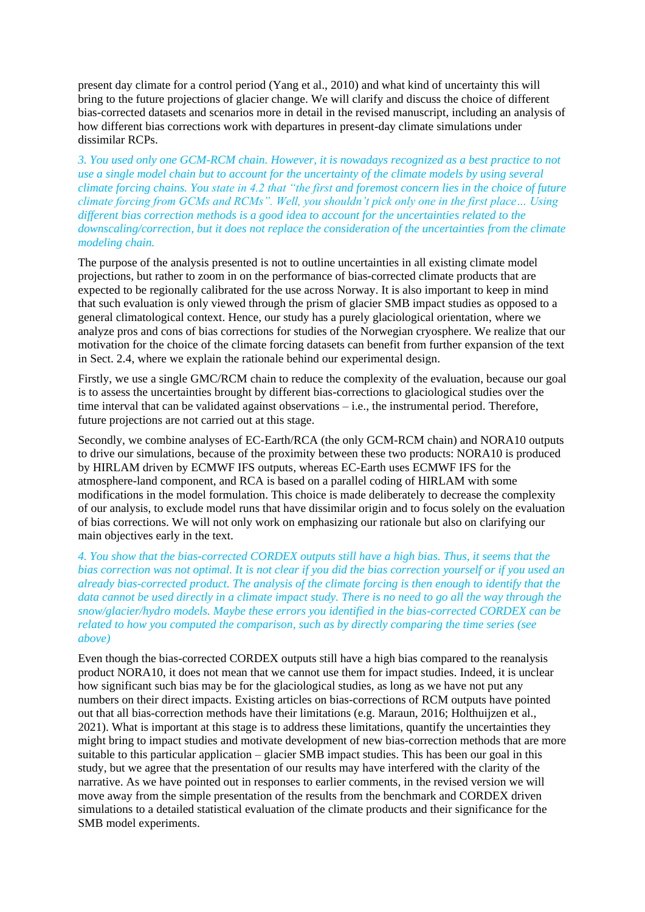present day climate for a control period (Yang et al., 2010) and what kind of uncertainty this will bring to the future projections of glacier change. We will clarify and discuss the choice of different bias-corrected datasets and scenarios more in detail in the revised manuscript, including an analysis of how different bias corrections work with departures in present-day climate simulations under dissimilar RCPs.

*3. You used only one GCM-RCM chain. However, it is nowadays recognized as a best practice to not use a single model chain but to account for the uncertainty of the climate models by using several climate forcing chains. You state in 4.2 that "the first and foremost concern lies in the choice of future climate forcing from GCMs and RCMs". Well, you shouldn't pick only one in the first place… Using different bias correction methods is a good idea to account for the uncertainties related to the downscaling/correction, but it does not replace the consideration of the uncertainties from the climate modeling chain.*

The purpose of the analysis presented is not to outline uncertainties in all existing climate model projections, but rather to zoom in on the performance of bias-corrected climate products that are expected to be regionally calibrated for the use across Norway. It is also important to keep in mind that such evaluation is only viewed through the prism of glacier SMB impact studies as opposed to a general climatological context. Hence, our study has a purely glaciological orientation, where we analyze pros and cons of bias corrections for studies of the Norwegian cryosphere. We realize that our motivation for the choice of the climate forcing datasets can benefit from further expansion of the text in Sect. 2.4, where we explain the rationale behind our experimental design.

Firstly, we use a single GMC/RCM chain to reduce the complexity of the evaluation, because our goal is to assess the uncertainties brought by different bias-corrections to glaciological studies over the time interval that can be validated against observations – i.e., the instrumental period. Therefore, future projections are not carried out at this stage.

Secondly, we combine analyses of EC-Earth/RCA (the only GCM-RCM chain) and NORA10 outputs to drive our simulations, because of the proximity between these two products: NORA10 is produced by HIRLAM driven by ECMWF IFS outputs, whereas EC-Earth uses ECMWF IFS for the atmosphere-land component, and RCA is based on a parallel coding of HIRLAM with some modifications in the model formulation. This choice is made deliberately to decrease the complexity of our analysis, to exclude model runs that have dissimilar origin and to focus solely on the evaluation of bias corrections. We will not only work on emphasizing our rationale but also on clarifying our main objectives early in the text.

*4. You show that the bias-corrected CORDEX outputs still have a high bias. Thus, it seems that the bias correction was not optimal. It is not clear if you did the bias correction yourself or if you used an already bias-corrected product. The analysis of the climate forcing is then enough to identify that the data cannot be used directly in a climate impact study. There is no need to go all the way through the snow/glacier/hydro models. Maybe these errors you identified in the bias-corrected CORDEX can be related to how you computed the comparison, such as by directly comparing the time series (see above)*

Even though the bias-corrected CORDEX outputs still have a high bias compared to the reanalysis product NORA10, it does not mean that we cannot use them for impact studies. Indeed, it is unclear how significant such bias may be for the glaciological studies, as long as we have not put any numbers on their direct impacts. Existing articles on bias-corrections of RCM outputs have pointed out that all bias-correction methods have their limitations (e.g. Maraun, 2016; Holthuijzen et al., 2021). What is important at this stage is to address these limitations, quantify the uncertainties they might bring to impact studies and motivate development of new bias-correction methods that are more suitable to this particular application – glacier SMB impact studies. This has been our goal in this study, but we agree that the presentation of our results may have interfered with the clarity of the narrative. As we have pointed out in responses to earlier comments, in the revised version we will move away from the simple presentation of the results from the benchmark and CORDEX driven simulations to a detailed statistical evaluation of the climate products and their significance for the SMB model experiments.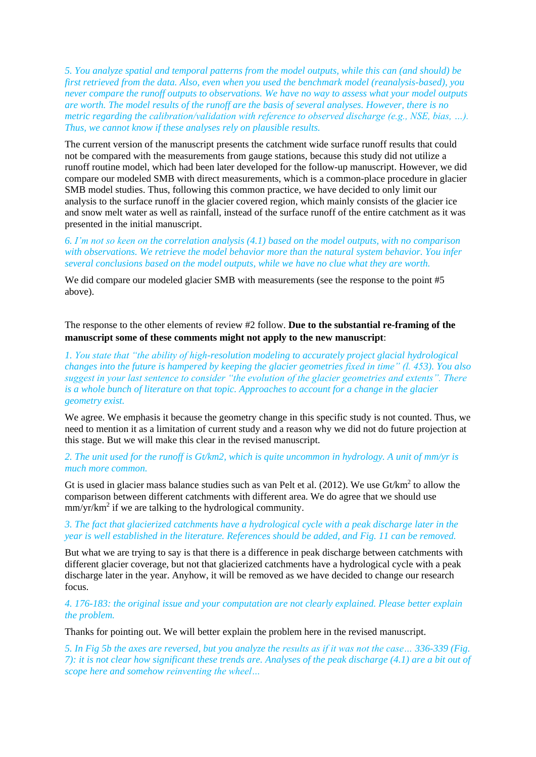*5. You analyze spatial and temporal patterns from the model outputs, while this can (and should) be first retrieved from the data. Also, even when you used the benchmark model (reanalysis-based), you never compare the runoff outputs to observations. We have no way to assess what your model outputs are worth. The model results of the runoff are the basis of several analyses. However, there is no metric regarding the calibration/validation with reference to observed discharge (e.g., NSE, bias, …). Thus, we cannot know if these analyses rely on plausible results.*

The current version of the manuscript presents the catchment wide surface runoff results that could not be compared with the measurements from gauge stations, because this study did not utilize a runoff routine model, which had been later developed for the follow-up manuscript. However, we did compare our modeled SMB with direct measurements, which is a common-place procedure in glacier SMB model studies. Thus, following this common practice, we have decided to only limit our analysis to the surface runoff in the glacier covered region, which mainly consists of the glacier ice and snow melt water as well as rainfall, instead of the surface runoff of the entire catchment as it was presented in the initial manuscript.

*6. I'm not so keen on the correlation analysis (4.1) based on the model outputs, with no comparison with observations. We retrieve the model behavior more than the natural system behavior. You infer several conclusions based on the model outputs, while we have no clue what they are worth.*

We did compare our modeled glacier SMB with measurements (see the response to the point #5 above).

The response to the other elements of review #2 follow. **Due to the substantial re-framing of the manuscript some of these comments might not apply to the new manuscript**:

*1. You state that "the ability of high-resolution modeling to accurately project glacial hydrological changes into the future is hampered by keeping the glacier geometries fixed in time" (l. 453). You also suggest in your last sentence to consider "the evolution of the glacier geometries and extents". There is a whole bunch of literature on that topic. Approaches to account for a change in the glacier geometry exist.*

We agree. We emphasis it because the geometry change in this specific study is not counted. Thus, we need to mention it as a limitation of current study and a reason why we did not do future projection at this stage. But we will make this clear in the revised manuscript.

*2. The unit used for the runoff is Gt/km2, which is quite uncommon in hydrology. A unit of mm/yr is much more common.*

Gt is used in glacier mass balance studies such as van Pelt et al. (2012). We use Gt/km$^2$ to allow the comparison between different catchments with different area. We do agree that we should use mm/yr/km$^2$ if we are talking to the hydrological community.

*3. The fact that glacierized catchments have a hydrological cycle with a peak discharge later in the year is well established in the literature. References should be added, and Fig. 11 can be removed.*

But what we are trying to say is that there is a difference in peak discharge between catchments with different glacier coverage, but not that glacierized catchments have a hydrological cycle with a peak discharge later in the year. Anyhow, it will be removed as we have decided to change our research focus.

*4. 176-183: the original issue and your computation are not clearly explained. Please better explain the problem.*

Thanks for pointing out. We will better explain the problem here in the revised manuscript.

*5. In Fig 5b the axes are reversed, but you analyze the results as if it was not the case… 336-339 (Fig. 7): it is not clear how significant these trends are. Analyses of the peak discharge (4.1) are a bit out of scope here and somehow reinventing the wheel…*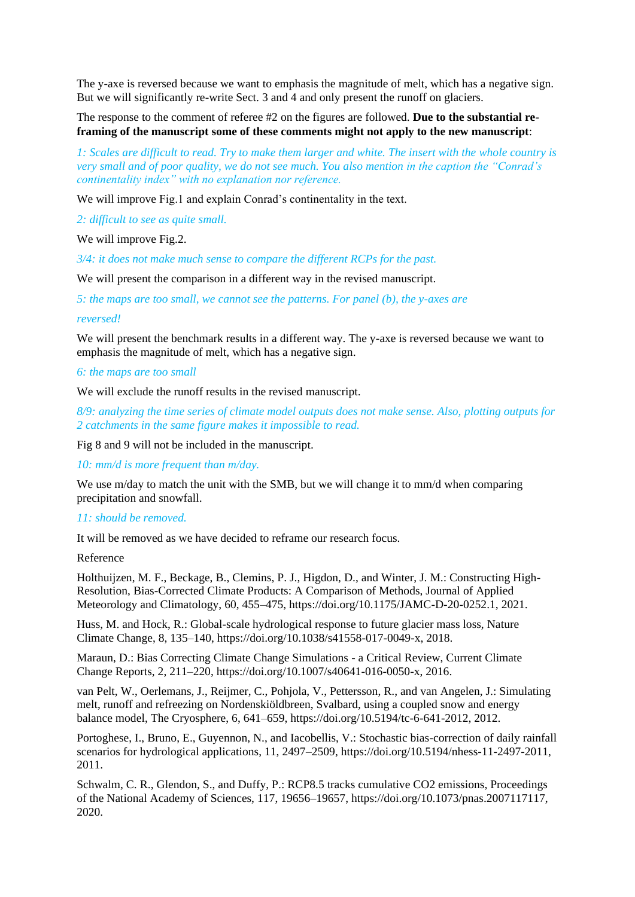The y-axe is reversed because we want to emphasis the magnitude of melt, which has a negative sign. But we will significantly re-write Sect. 3 and 4 and only present the runoff on glaciers.

The response to the comment of referee #2 on the figures are followed. **Due to the substantial re-framing of the manuscript some of these comments might not apply to the new manuscript**:

*1: Scales are difficult to read. Try to make them larger and white. The insert with the whole country is very small and of poor quality, we do not see much. You also mention in the caption the "Conrad's continentality index" with no explanation nor reference.*

We will improve Fig.1 and explain Conrad's continentality in the text.

*2: difficult to see as quite small.*

We will improve Fig.2.

*3/4: it does not make much sense to compare the different RCPs for the past.*

We will present the comparison in a different way in the revised manuscript.

*5: the maps are too small, we cannot see the patterns. For panel (b), the y-axes are reversed!*

We will present the benchmark results in a different way. The y-axe is reversed because we want to emphasis the magnitude of melt, which has a negative sign.

*6: the maps are too small*

We will exclude the runoff results in the revised manuscript.

*8/9: analyzing the time series of climate model outputs does not make sense. Also, plotting outputs for 2 catchments in the same figure makes it impossible to read.*

Fig 8 and 9 will not be included in the manuscript.

*10: mm/d is more frequent than m/day.*

We use m/day to match the unit with the SMB, but we will change it to mm/d when comparing precipitation and snowfall.

*11: should be removed.*

It will be removed as we have decided to reframe our research focus.

Reference

Holthuijzen, M. F., Beckage, B., Clemins, P. J., Higdon, D., and Winter, J. M.: Constructing High-Resolution, Bias-Corrected Climate Products: A Comparison of Methods, Journal of Applied Meteorology and Climatology, 60, 455–475, https://doi.org/10.1175/JAMC-D-20-0252.1, 2021.

Huss, M. and Hock, R.: Global-scale hydrological response to future glacier mass loss, Nature Climate Change, 8, 135–140, https://doi.org/10.1038/s41558-017-0049-x, 2018.

Maraun, D.: Bias Correcting Climate Change Simulations - a Critical Review, Current Climate Change Reports, 2, 211–220, https://doi.org/10.1007/s40641-016-0050-x, 2016.

van Pelt, W., Oerlemans, J., Reijmer, C., Pohjola, V., Pettersson, R., and van Angelen, J.: Simulating melt, runoff and refreezing on Nordenskiöldbreen, Svalbard, using a coupled snow and energy balance model, The Cryosphere, 6, 641–659, https://doi.org/10.5194/tc-6-641-2012, 2012.

Portoghese, I., Bruno, E., Guyennon, N., and Iacobellis, V.: Stochastic bias-correction of daily rainfall scenarios for hydrological applications, 11, 2497–2509, https://doi.org/10.5194/nhess-11-2497-2011, 2011.

Schwalm, C. R., Glendon, S., and Duffy, P.: RCP8.5 tracks cumulative CO2 emissions, Proceedings of the National Academy of Sciences, 117, 19656–19657, https://doi.org/10.1073/pnas.2007117117, 2020.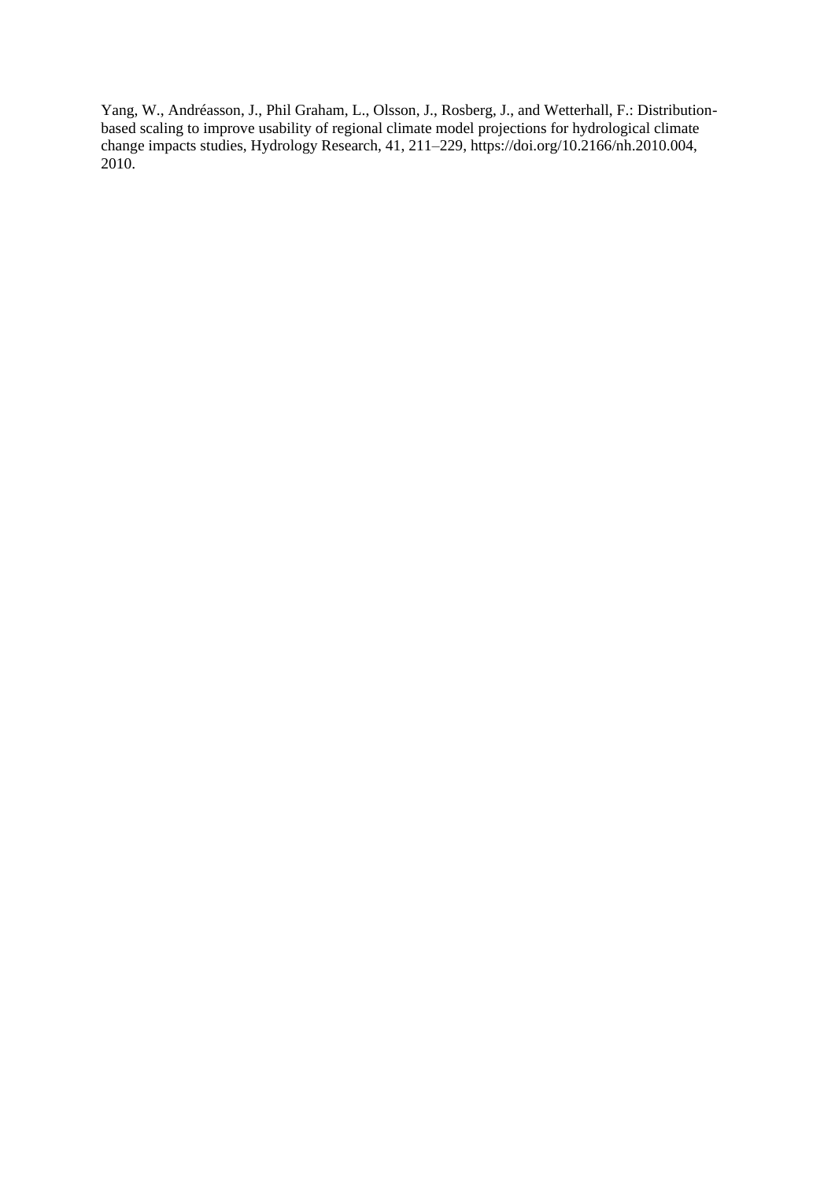Yang, W., Andréasson, J., Phil Graham, L., Olsson, J., Rosberg, J., and Wetterhall, F.: Distribution-based scaling to improve usability of regional climate model projections for hydrological climate change impacts studies, Hydrology Research, 41, 211–229, https://doi.org/10.2166/nh.2010.004, 2010.